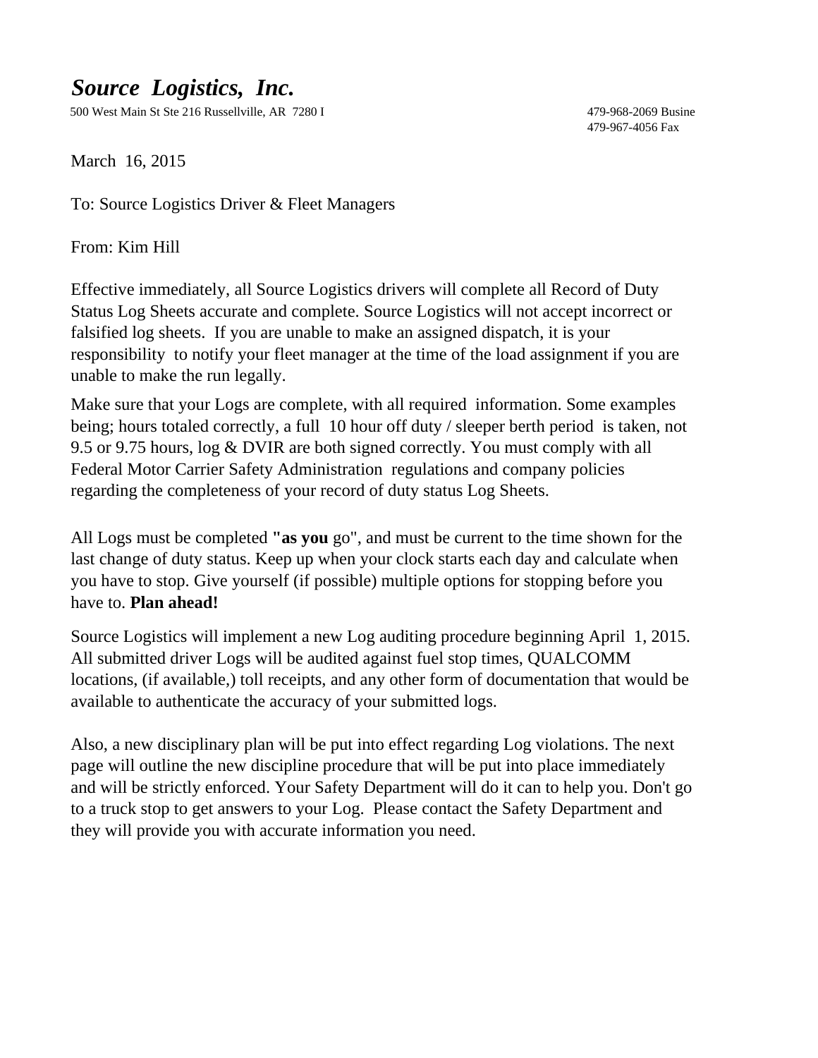# ***Source Logistics, Inc.***

500 West Main St Ste 216 Russellville, AR 7280 I

479-968-2069 Busine
479-967-4056 Fax

March 16, 2015

To: Source Logistics Driver & Fleet Managers

From: Kim Hill

Effective immediately, all Source Logistics drivers will complete all Record of Duty Status Log Sheets accurate and complete. Source Logistics will not accept incorrect or falsified log sheets. If you are unable to make an assigned dispatch, it is your responsibility to notify your fleet manager at the time of the load assignment if you are unable to make the run legally.

Make sure that your Logs are complete, with all required information. Some examples being; hours totaled correctly, a full 10 hour off duty / sleeper berth period is taken, not 9.5 or 9.75 hours, log & DVIR are both signed correctly. You must comply with all Federal Motor Carrier Safety Administration regulations and company policies regarding the completeness of your record of duty status Log Sheets.

All Logs must be completed **"as you** go", and must be current to the time shown for the last change of duty status. Keep up when your clock starts each day and calculate when you have to stop. Give yourself (if possible) multiple options for stopping before you have to. **Plan ahead!**

Source Logistics will implement a new Log auditing procedure beginning April 1, 2015. All submitted driver Logs will be audited against fuel stop times, QUALCOMM locations, (if available,) toll receipts, and any other form of documentation that would be available to authenticate the accuracy of your submitted logs.

Also, a new disciplinary plan will be put into effect regarding Log violations. The next page will outline the new discipline procedure that will be put into place immediately and will be strictly enforced. Your Safety Department will do it can to help you. Don't go to a truck stop to get answers to your Log. Please contact the Safety Department and they will provide you with accurate information you need.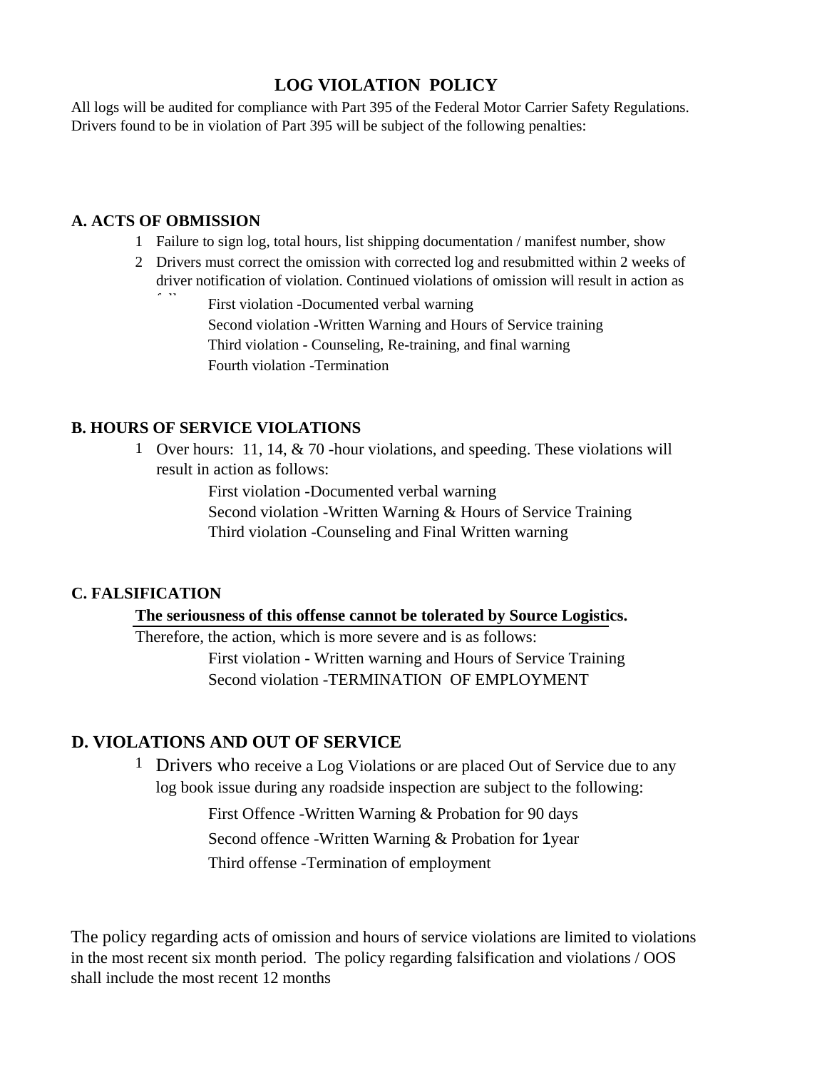# LOG VIOLATION POLICY

All logs will be audited for compliance with Part 395 of the Federal Motor Carrier Safety Regulations. Drivers found to be in violation of Part 395 will be subject of the following penalties:

## A. ACTS OF OBMISSION

1. Failure to sign log, total hours, list shipping documentation / manifest number, show
2. Drivers must correct the omission with corrected log and resubmitted within 2 weeks of driver notification of violation. Continued violations of omission will result in action as follows:

   First violation -Documented verbal warning
   Second violation -Written Warning and Hours of Service training
   Third violation - Counseling, Re-training, and final warning
   Fourth violation -Termination

## B. HOURS OF SERVICE VIOLATIONS

1. Over hours: 11, 14, & 70 -hour violations, and speeding. These violations will result in action as follows:

   First violation -Documented verbal warning
   Second violation -Written Warning & Hours of Service Training
   Third violation -Counseling and Final Written warning

## C. FALSIFICATION

**The seriousness of this offense cannot be tolerated by Source Logistics.**
Therefore, the action, which is more severe and is as follows:

First violation - Written warning and Hours of Service Training
Second violation -TERMINATION OF EMPLOYMENT

## D. VIOLATIONS AND OUT OF SERVICE

1. Drivers who receive a Log Violations or are placed Out of Service due to any log book issue during any roadside inspection are subject to the following:

   First Offence -Written Warning & Probation for 90 days
   Second offence -Written Warning & Probation for 1year
   Third offense -Termination of employment

The policy regarding acts of omission and hours of service violations are limited to violations in the most recent six month period. The policy regarding falsification and violations / OOS shall include the most recent 12 months